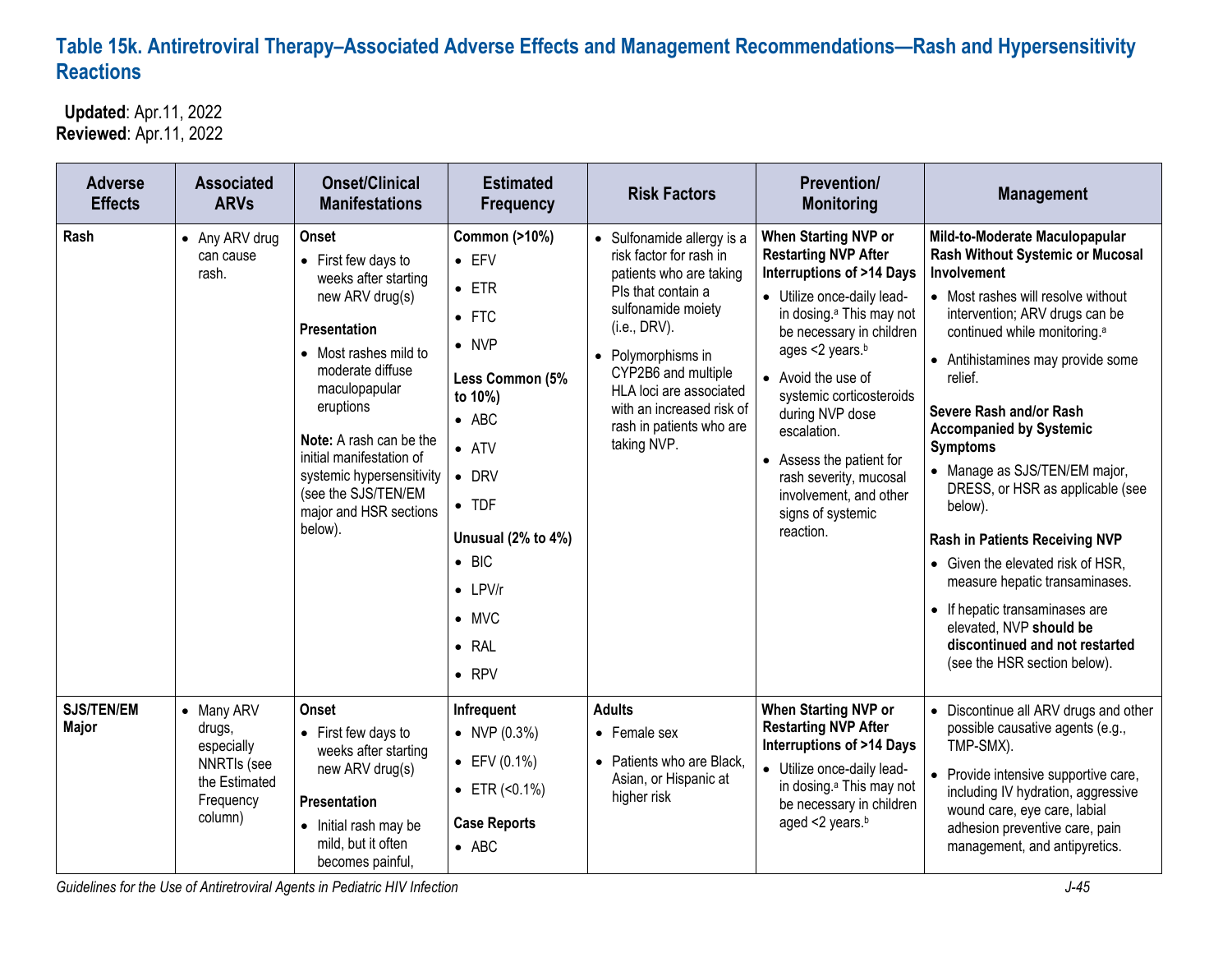# Table 15k. Antiretroviral Therapy–Associated Adverse Effects and Management Recommendations—Rash and Hypersensitivity Reactions

**Updated**: Apr.11, 2022
**Reviewed**: Apr.11, 2022

| Adverse Effects | Associated ARVs | Onset/Clinical Manifestations | Estimated Frequency | Risk Factors | Prevention/ Monitoring | Management |
|---|---|---|---|---|---|---|
| **Rash** | • Any ARV drug can cause rash. | **Onset**<br>• First few days to weeks after starting new ARV drug(s)<br>**Presentation**<br>• Most rashes mild to moderate diffuse maculopapular eruptions<br>**Note:** A rash can be the initial manifestation of systemic hypersensitivity (see the SJS/TEN/EM major and HSR sections below). | **Common (>10%)**<br>• EFV<br>• ETR<br>• FTC<br>• NVP<br>**Less Common (5% to 10%)**<br>• ABC<br>• ATV<br>• DRV<br>• TDF<br>**Unusual (2% to 4%)**<br>• BIC<br>• LPV/r<br>• MVC<br>• RAL<br>• RPV | • Sulfonamide allergy is a risk factor for rash in patients who are taking PIs that contain a sulfonamide moiety (i.e., DRV).<br>• Polymorphisms in CYP2B6 and multiple HLA loci are associated with an increased risk of rash in patients who are taking NVP. | **When Starting NVP or Restarting NVP After Interruptions of >14 Days**<br>• Utilize once-daily lead-in dosing.[a] This may not be necessary in children ages <2 years.[b]<br>• Avoid the use of systemic corticosteroids during NVP dose escalation.<br>• Assess the patient for rash severity, mucosal involvement, and other signs of systemic reaction. | **Mild-to-Moderate Maculopapular Rash Without Systemic or Mucosal Involvement**<br>• Most rashes will resolve without intervention; ARV drugs can be continued while monitoring.[a]<br>• Antihistamines may provide some relief.<br>**Severe Rash and/or Rash Accompanied by Systemic Symptoms**<br>• Manage as SJS/TEN/EM major, DRESS, or HSR as applicable (see below).<br>**Rash in Patients Receiving NVP**<br>• Given the elevated risk of HSR, measure hepatic transaminases.<br>• If hepatic transaminases are elevated, NVP **should be discontinued and not restarted** (see the HSR section below). |
| **SJS/TEN/EM Major** | • Many ARV drugs, especially NNRTIs (see the Estimated Frequency column) | **Onset**<br>• First few days to weeks after starting new ARV drug(s)<br>**Presentation**<br>• Initial rash may be mild, but it often becomes painful, | **Infrequent**<br>• NVP (0.3%)<br>• EFV (0.1%)<br>• ETR (<0.1%)<br>**Case Reports**<br>• ABC | **Adults**<br>• Female sex<br>• Patients who are Black, Asian, or Hispanic at higher risk | **When Starting NVP or Restarting NVP After Interruptions of >14 Days**<br>• Utilize once-daily lead-in dosing.[a] This may not be necessary in children aged <2 years.[b] | • Discontinue all ARV drugs and other possible causative agents (e.g., TMP-SMX).<br>• Provide intensive supportive care, including IV hydration, aggressive wound care, eye care, labial adhesion preventive care, pain management, and antipyretics. |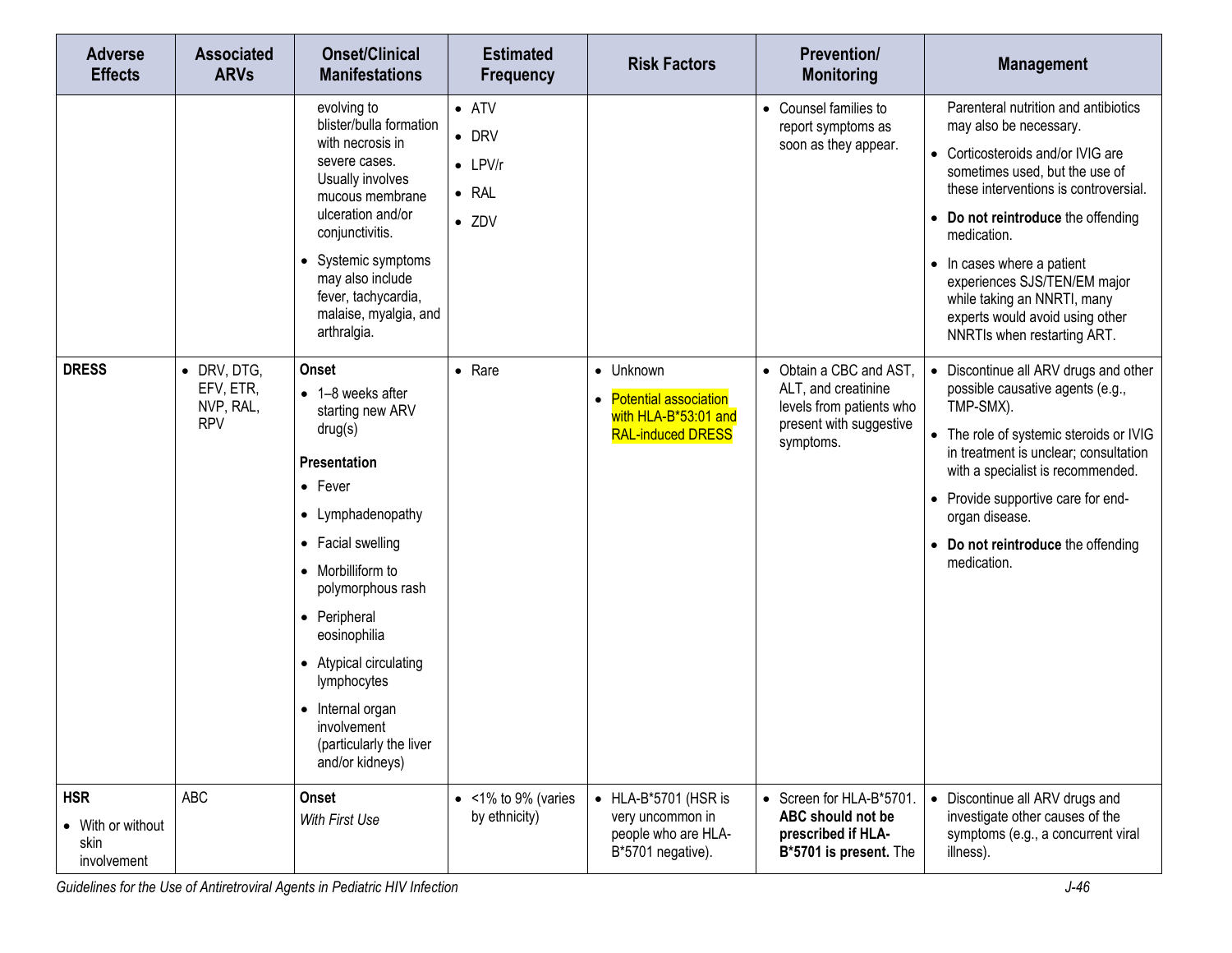| Adverse Effects | Associated ARVs | Onset/Clinical Manifestations | Estimated Frequency | Risk Factors | Prevention/ Monitoring | Management |
|---|---|---|---|---|---|---|
| | | evolving to blister/bulla formation with necrosis in severe cases. Usually involves mucous membrane ulceration and/or conjunctivitis. <br>• Systemic symptoms may also include fever, tachycardia, malaise, myalgia, and arthralgia. | • ATV <br>• DRV <br>• LPV/r <br>• RAL <br>• ZDV | | • Counsel families to report symptoms as soon as they appear. | Parenteral nutrition and antibiotics may also be necessary. <br>• Corticosteroids and/or IVIG are sometimes used, but the use of these interventions is controversial. <br>• **Do not reintroduce** the offending medication. <br>• In cases where a patient experiences SJS/TEN/EM major while taking an NNRTI, many experts would avoid using other NNRTIs when restarting ART. |
| **DRESS** | • DRV, DTG, EFV, ETR, NVP, RAL, RPV | **Onset** <br>• 1–8 weeks after starting new ARV drug(s) <br>**Presentation** <br>• Fever <br>• Lymphadenopathy <br>• Facial swelling <br>• Morbilliform to polymorphous rash <br>• Peripheral eosinophilia <br>• Atypical circulating lymphocytes <br>• Internal organ involvement (particularly the liver and/or kidneys) | • Rare | • Unknown <br>• Potential association with HLA-B*53:01 and RAL-induced DRESS | • Obtain a CBC and AST, ALT, and creatinine levels from patients who present with suggestive symptoms. | • Discontinue all ARV drugs and other possible causative agents (e.g., TMP-SMX). <br>• The role of systemic steroids or IVIG in treatment is unclear; consultation with a specialist is recommended. <br>• Provide supportive care for end-organ disease. <br>• **Do not reintroduce** the offending medication. |
| **HSR** <br>• With or without skin involvement | ABC | **Onset** <br>*With First Use* | • <1% to 9% (varies by ethnicity) | • HLA-B*5701 (HSR is very uncommon in people who are HLA-B*5701 negative). | • Screen for HLA-B*5701. **ABC should not be prescribed if HLA-B*5701 is present.** The | • Discontinue all ARV drugs and investigate other causes of the symptoms (e.g., a concurrent viral illness). |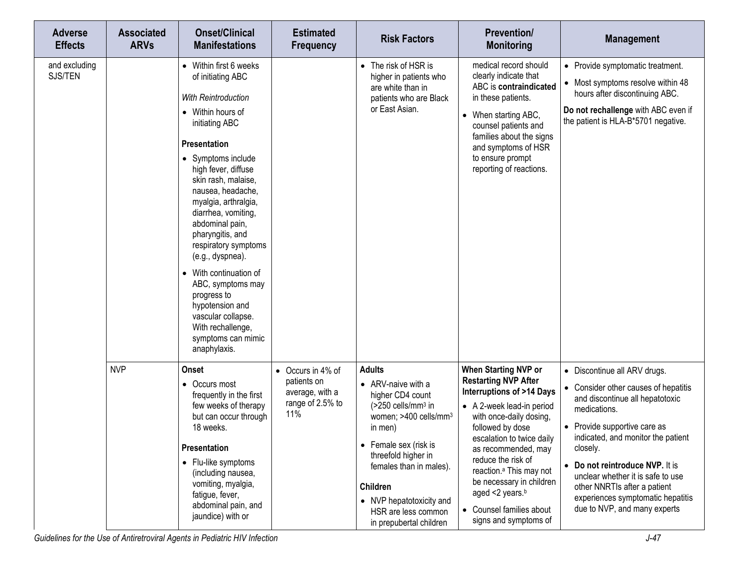| Adverse Effects | Associated ARVs | Onset/Clinical Manifestations | Estimated Frequency | Risk Factors | Prevention/ Monitoring | Management |
|---|---|---|---|---|---|---|
| and excluding SJS/TEN | | • Within first 6 weeks of initiating ABC<br><br>*With Reintroduction*<br>• Within hours of initiating ABC<br><br>**Presentation**<br>• Symptoms include high fever, diffuse skin rash, malaise, nausea, headache, myalgia, arthralgia, diarrhea, vomiting, abdominal pain, pharyngitis, and respiratory symptoms (e.g., dyspnea).<br>• With continuation of ABC, symptoms may progress to hypotension and vascular collapse. With rechallenge, symptoms can mimic anaphylaxis. | | • The risk of HSR is higher in patients who are white than in patients who are Black or East Asian. | medical record should clearly indicate that ABC is **contraindicated** in these patients.<br>• When starting ABC, counsel patients and families about the signs and symptoms of HSR to ensure prompt reporting of reactions. | • Provide symptomatic treatment.<br>• Most symptoms resolve within 48 hours after discontinuing ABC.<br>**Do not rechallenge** with ABC even if the patient is HLA-B*5701 negative. |
| | NVP | **Onset**<br>• Occurs most frequently in the first few weeks of therapy but can occur through 18 weeks.<br><br>**Presentation**<br>• Flu-like symptoms (including nausea, vomiting, myalgia, fatigue, fever, abdominal pain, and jaundice) with or | • Occurs in 4% of patients on average, with a range of 2.5% to 11% | **Adults**<br>• ARV-naive with a higher CD4 count (>250 cells/mm³ in women; >400 cells/mm³ in men)<br>• Female sex (risk is threefold higher in females than in males).<br><br>**Children**<br>• NVP hepatotoxicity and HSR are less common in prepubertal children | **When Starting NVP or Restarting NVP After Interruptions of >14 Days**<br>• A 2-week lead-in period with once-daily dosing, followed by dose escalation to twice daily as recommended, may reduce the risk of reaction.[a] This may not be necessary in children aged <2 years.[b]<br>• Counsel families about signs and symptoms of | • Discontinue all ARV drugs.<br>• Consider other causes of hepatitis and discontinue all hepatotoxic medications.<br>• Provide supportive care as indicated, and monitor the patient closely.<br>• **Do not reintroduce NVP.** It is unclear whether it is safe to use other NNRTIs after a patient experiences symptomatic hepatitis due to NVP, and many experts |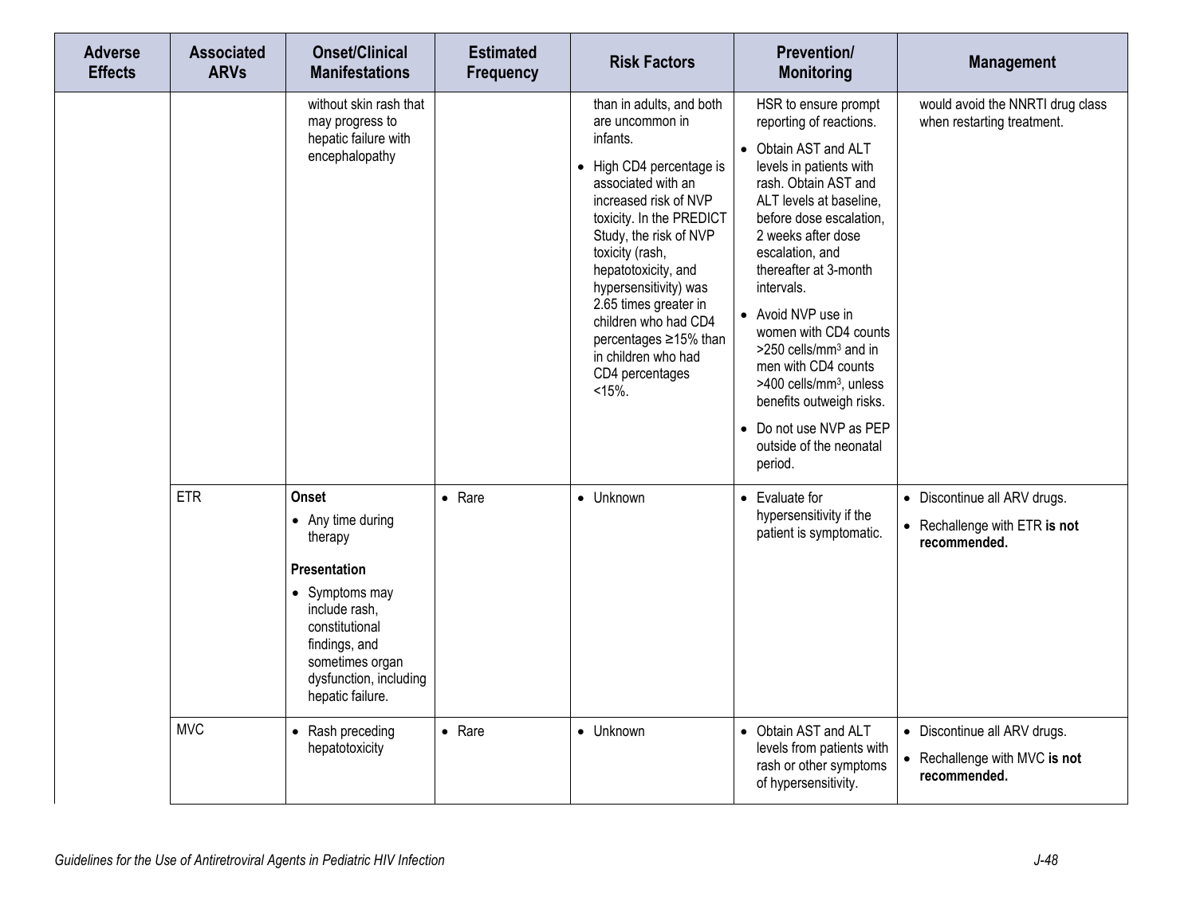| Adverse Effects | Associated ARVs | Onset/Clinical Manifestations | Estimated Frequency | Risk Factors | Prevention/ Monitoring | Management |
|---|---|---|---|---|---|---|
| | | without skin rash that may progress to hepatic failure with encephalopathy | | than in adults, and both are uncommon in infants. <br>• High CD4 percentage is associated with an increased risk of NVP toxicity. In the PREDICT Study, the risk of NVP toxicity (rash, hepatotoxicity, and hypersensitivity) was 2.65 times greater in children who had CD4 percentages ≥15% than in children who had CD4 percentages <15%. | HSR to ensure prompt reporting of reactions. <br>• Obtain AST and ALT levels in patients with rash. Obtain AST and ALT levels at baseline, before dose escalation, 2 weeks after dose escalation, and thereafter at 3-month intervals. <br>• Avoid NVP use in women with CD4 counts >250 cells/mm$^3$ and in men with CD4 counts >400 cells/mm$^3$, unless benefits outweigh risks. <br>• Do not use NVP as PEP outside of the neonatal period. | would avoid the NNRTI drug class when restarting treatment. |
| | ETR | **Onset** <br>• Any time during therapy <br>**Presentation** <br>• Symptoms may include rash, constitutional findings, and sometimes organ dysfunction, including hepatic failure. | • Rare | • Unknown | • Evaluate for hypersensitivity if the patient is symptomatic. | • Discontinue all ARV drugs. <br>• Rechallenge with ETR **is not recommended.** |
| | MVC | • Rash preceding hepatotoxicity | • Rare | • Unknown | • Obtain AST and ALT levels from patients with rash or other symptoms of hypersensitivity. | • Discontinue all ARV drugs. <br>• Rechallenge with MVC **is not recommended.** |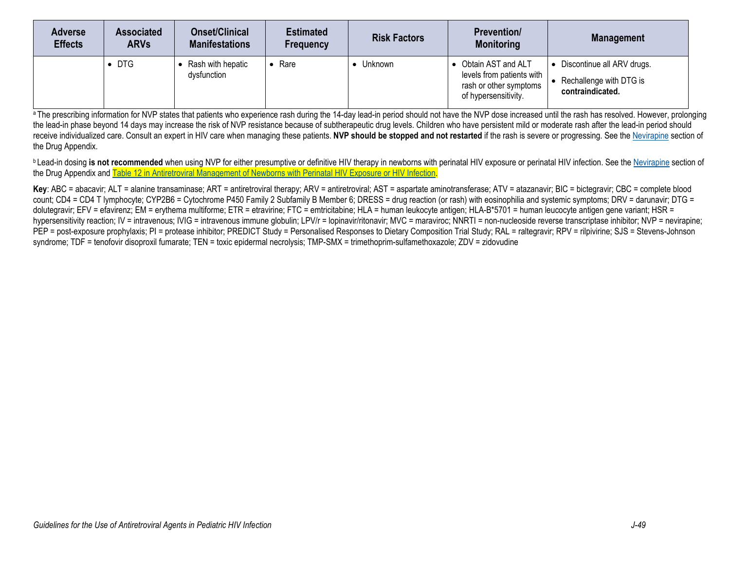| Adverse Effects | Associated ARVs | Onset/Clinical Manifestations | Estimated Frequency | Risk Factors | Prevention/ Monitoring | Management |
|---|---|---|---|---|---|---|
| | • DTG | • Rash with hepatic dysfunction | • Rare | • Unknown | • Obtain AST and ALT levels from patients with rash or other symptoms of hypersensitivity. | • Discontinue all ARV drugs.<br>• Rechallenge with DTG is **contraindicated.** |

[a] The prescribing information for NVP states that patients who experience rash during the 14-day lead-in period should not have the NVP dose increased until the rash has resolved. However, prolonging the lead-in phase beyond 14 days may increase the risk of NVP resistance because of subtherapeutic drug levels. Children who have persistent mild or moderate rash after the lead-in period should receive individualized care. Consult an expert in HIV care when managing these patients. **NVP should be stopped and not restarted** if the rash is severe or progressing. See the Nevirapine section of the Drug Appendix.

[b] Lead-in dosing **is not recommended** when using NVP for either presumptive or definitive HIV therapy in newborns with perinatal HIV exposure or perinatal HIV infection. See the Nevirapine section of the Drug Appendix and Table 12 in Antiretroviral Management of Newborns with Perinatal HIV Exposure or HIV Infection.

**Key**: ABC = abacavir; ALT = alanine transaminase; ART = antiretroviral therapy; ARV = antiretroviral; AST = aspartate aminotransferase; ATV = atazanavir; BIC = bictegravir; CBC = complete blood count; CD4 = CD4 T lymphocyte; CYP2B6 = Cytochrome P450 Family 2 Subfamily B Member 6; DRESS = drug reaction (or rash) with eosinophilia and systemic symptoms; DRV = darunavir; DTG = dolutegravir; EFV = efavirenz; EM = erythema multiforme; ETR = etravirine; FTC = emtricitabine; HLA = human leukocyte antigen; HLA-B*5701 = human leucocyte antigen gene variant; HSR = hypersensitivity reaction; IV = intravenous; IVIG = intravenous immune globulin; LPV/r = lopinavir/ritonavir; MVC = maraviroc; NNRTI = non-nucleoside reverse transcriptase inhibitor; NVP = nevirapine; PEP = post-exposure prophylaxis; PI = protease inhibitor; PREDICT Study = Personalised Responses to Dietary Composition Trial Study; RAL = raltegravir; RPV = rilpivirine; SJS = Stevens-Johnson syndrome; TDF = tenofovir disoproxil fumarate; TEN = toxic epidermal necrolysis; TMP-SMX = trimethoprim-sulfamethoxazole; ZDV = zidovudine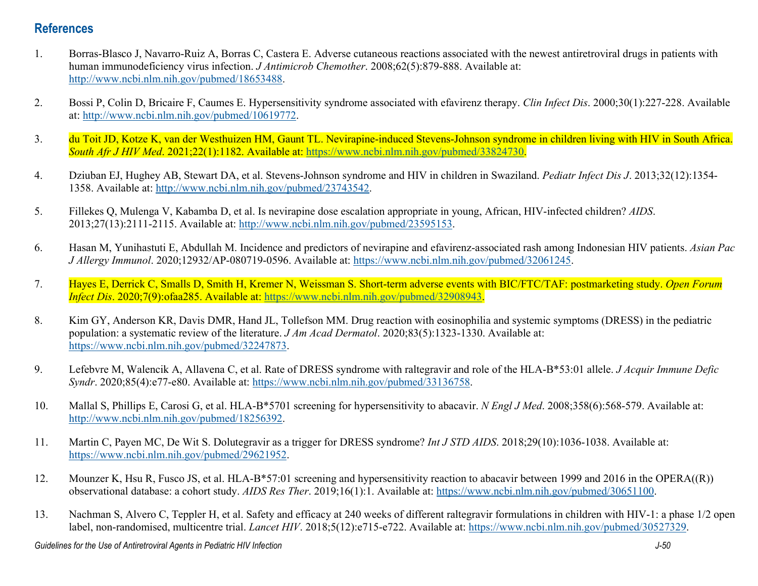## References

1. Borras-Blasco J, Navarro-Ruiz A, Borras C, Castera E. Adverse cutaneous reactions associated with the newest antiretroviral drugs in patients with human immunodeficiency virus infection. *J Antimicrob Chemother*. 2008;62(5):879-888. Available at: http://www.ncbi.nlm.nih.gov/pubmed/18653488.

2. Bossi P, Colin D, Bricaire F, Caumes E. Hypersensitivity syndrome associated with efavirenz therapy. *Clin Infect Dis*. 2000;30(1):227-228. Available at: http://www.ncbi.nlm.nih.gov/pubmed/10619772.

3. du Toit JD, Kotze K, van der Westhuizen HM, Gaunt TL. Nevirapine-induced Stevens-Johnson syndrome in children living with HIV in South Africa. *South Afr J HIV Med*. 2021;22(1):1182. Available at: https://www.ncbi.nlm.nih.gov/pubmed/33824730.

4. Dziuban EJ, Hughey AB, Stewart DA, et al. Stevens-Johnson syndrome and HIV in children in Swaziland. *Pediatr Infect Dis J*. 2013;32(12):1354-1358. Available at: http://www.ncbi.nlm.nih.gov/pubmed/23743542.

5. Fillekes Q, Mulenga V, Kabamba D, et al. Is nevirapine dose escalation appropriate in young, African, HIV-infected children? *AIDS*. 2013;27(13):2111-2115. Available at: http://www.ncbi.nlm.nih.gov/pubmed/23595153.

6. Hasan M, Yunihastuti E, Abdullah M. Incidence and predictors of nevirapine and efavirenz-associated rash among Indonesian HIV patients. *Asian Pac J Allergy Immunol*. 2020;12932/AP-080719-0596. Available at: https://www.ncbi.nlm.nih.gov/pubmed/32061245.

7. Hayes E, Derrick C, Smalls D, Smith H, Kremer N, Weissman S. Short-term adverse events with BIC/FTC/TAF: postmarketing study. *Open Forum Infect Dis*. 2020;7(9):ofaa285. Available at: https://www.ncbi.nlm.nih.gov/pubmed/32908943.

8. Kim GY, Anderson KR, Davis DMR, Hand JL, Tollefson MM. Drug reaction with eosinophilia and systemic symptoms (DRESS) in the pediatric population: a systematic review of the literature. *J Am Acad Dermatol*. 2020;83(5):1323-1330. Available at: https://www.ncbi.nlm.nih.gov/pubmed/32247873.

9. Lefebvre M, Walencik A, Allavena C, et al. Rate of DRESS syndrome with raltegravir and role of the HLA-B*53:01 allele. *J Acquir Immune Defic Syndr*. 2020;85(4):e77-e80. Available at: https://www.ncbi.nlm.nih.gov/pubmed/33136758.

10. Mallal S, Phillips E, Carosi G, et al. HLA-B*5701 screening for hypersensitivity to abacavir. *N Engl J Med*. 2008;358(6):568-579. Available at: http://www.ncbi.nlm.nih.gov/pubmed/18256392.

11. Martin C, Payen MC, De Wit S. Dolutegravir as a trigger for DRESS syndrome? *Int J STD AIDS*. 2018;29(10):1036-1038. Available at: https://www.ncbi.nlm.nih.gov/pubmed/29621952.

12. Mounzer K, Hsu R, Fusco JS, et al. HLA-B*57:01 screening and hypersensitivity reaction to abacavir between 1999 and 2016 in the OPERA((R)) observational database: a cohort study. *AIDS Res Ther*. 2019;16(1):1. Available at: https://www.ncbi.nlm.nih.gov/pubmed/30651100.

13. Nachman S, Alvero C, Teppler H, et al. Safety and efficacy at 240 weeks of different raltegravir formulations in children with HIV-1: a phase 1/2 open label, non-randomised, multicentre trial. *Lancet HIV*. 2018;5(12):e715-e722. Available at: https://www.ncbi.nlm.nih.gov/pubmed/30527329.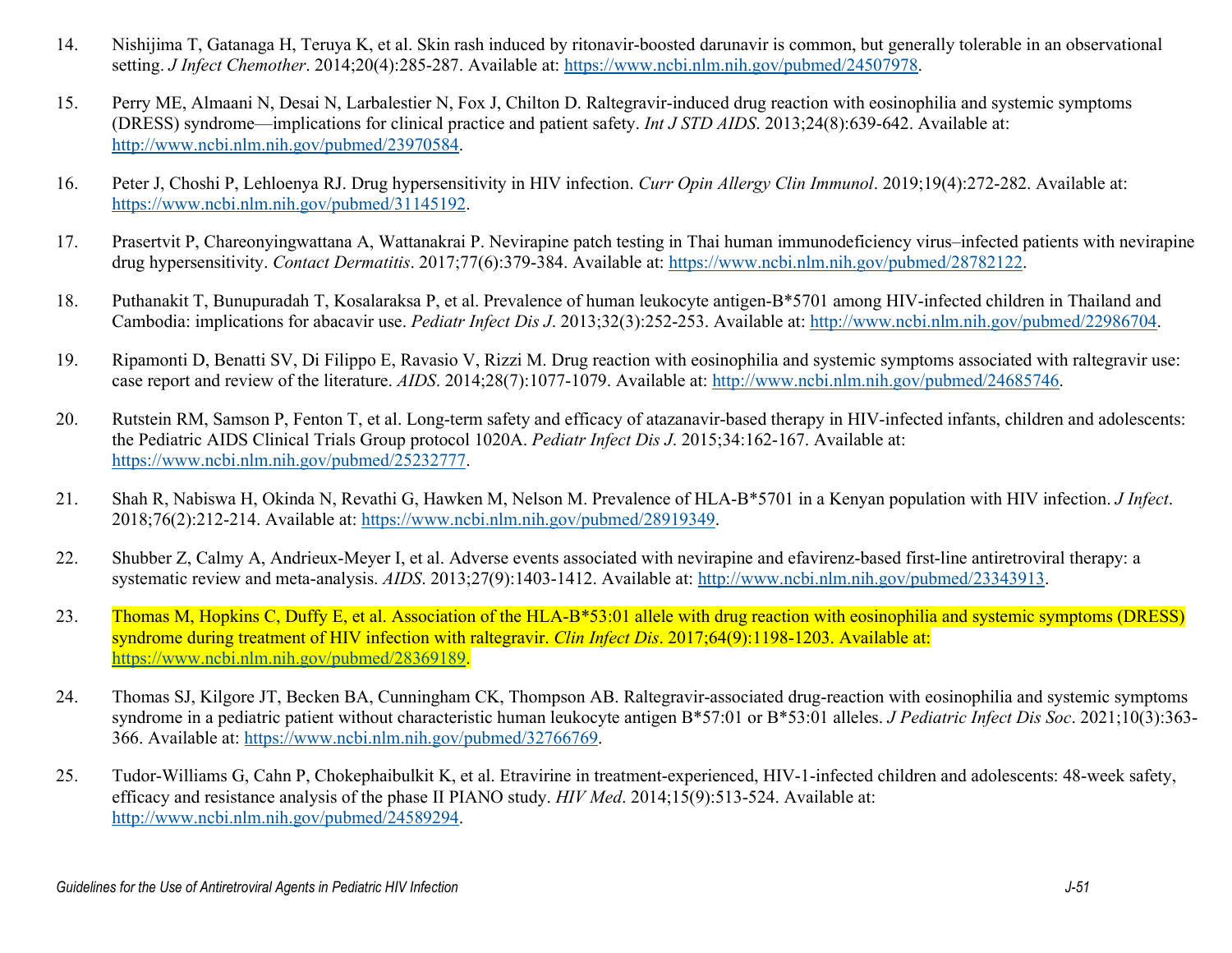14. Nishijima T, Gatanaga H, Teruya K, et al. Skin rash induced by ritonavir-boosted darunavir is common, but generally tolerable in an observational setting. *J Infect Chemother*. 2014;20(4):285-287. Available at: https://www.ncbi.nlm.nih.gov/pubmed/24507978.

15. Perry ME, Almaani N, Desai N, Larbalestier N, Fox J, Chilton D. Raltegravir-induced drug reaction with eosinophilia and systemic symptoms (DRESS) syndrome—implications for clinical practice and patient safety. *Int J STD AIDS*. 2013;24(8):639-642. Available at: http://www.ncbi.nlm.nih.gov/pubmed/23970584.

16. Peter J, Choshi P, Lehloenya RJ. Drug hypersensitivity in HIV infection. *Curr Opin Allergy Clin Immunol*. 2019;19(4):272-282. Available at: https://www.ncbi.nlm.nih.gov/pubmed/31145192.

17. Prasertvit P, Chareonyingwattana A, Wattanakrai P. Nevirapine patch testing in Thai human immunodeficiency virus–infected patients with nevirapine drug hypersensitivity. *Contact Dermatitis*. 2017;77(6):379-384. Available at: https://www.ncbi.nlm.nih.gov/pubmed/28782122.

18. Puthanakit T, Bunupuradah T, Kosalaraksa P, et al. Prevalence of human leukocyte antigen-B*5701 among HIV-infected children in Thailand and Cambodia: implications for abacavir use. *Pediatr Infect Dis J*. 2013;32(3):252-253. Available at: http://www.ncbi.nlm.nih.gov/pubmed/22986704.

19. Ripamonti D, Benatti SV, Di Filippo E, Ravasio V, Rizzi M. Drug reaction with eosinophilia and systemic symptoms associated with raltegravir use: case report and review of the literature. *AIDS*. 2014;28(7):1077-1079. Available at: http://www.ncbi.nlm.nih.gov/pubmed/24685746.

20. Rutstein RM, Samson P, Fenton T, et al. Long-term safety and efficacy of atazanavir-based therapy in HIV-infected infants, children and adolescents: the Pediatric AIDS Clinical Trials Group protocol 1020A. *Pediatr Infect Dis J*. 2015;34:162-167. Available at: https://www.ncbi.nlm.nih.gov/pubmed/25232777.

21. Shah R, Nabiswa H, Okinda N, Revathi G, Hawken M, Nelson M. Prevalence of HLA-B*5701 in a Kenyan population with HIV infection. *J Infect*. 2018;76(2):212-214. Available at: https://www.ncbi.nlm.nih.gov/pubmed/28919349.

22. Shubber Z, Calmy A, Andrieux-Meyer I, et al. Adverse events associated with nevirapine and efavirenz-based first-line antiretroviral therapy: a systematic review and meta-analysis. *AIDS*. 2013;27(9):1403-1412. Available at: http://www.ncbi.nlm.nih.gov/pubmed/23343913.

23. Thomas M, Hopkins C, Duffy E, et al. Association of the HLA-B*53:01 allele with drug reaction with eosinophilia and systemic symptoms (DRESS) syndrome during treatment of HIV infection with raltegravir. *Clin Infect Dis*. 2017;64(9):1198-1203. Available at: https://www.ncbi.nlm.nih.gov/pubmed/28369189.

24. Thomas SJ, Kilgore JT, Becken BA, Cunningham CK, Thompson AB. Raltegravir-associated drug-reaction with eosinophilia and systemic symptoms syndrome in a pediatric patient without characteristic human leukocyte antigen B*57:01 or B*53:01 alleles. *J Pediatric Infect Dis Soc*. 2021;10(3):363-366. Available at: https://www.ncbi.nlm.nih.gov/pubmed/32766769.

25. Tudor-Williams G, Cahn P, Chokephaibulkit K, et al. Etravirine in treatment-experienced, HIV-1-infected children and adolescents: 48-week safety, efficacy and resistance analysis of the phase II PIANO study. *HIV Med*. 2014;15(9):513-524. Available at: http://www.ncbi.nlm.nih.gov/pubmed/24589294.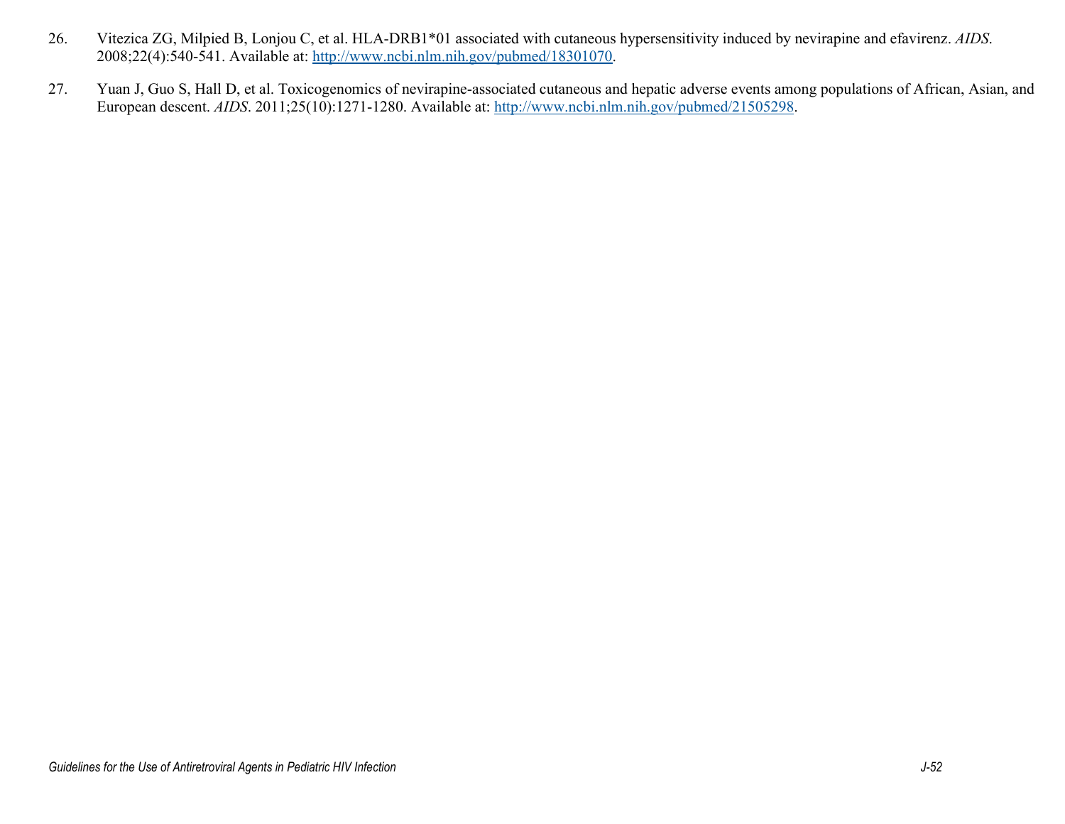26. Vitezica ZG, Milpied B, Lonjou C, et al. HLA-DRB1*01 associated with cutaneous hypersensitivity induced by nevirapine and efavirenz. *AIDS*. 2008;22(4):540-541. Available at: http://www.ncbi.nlm.nih.gov/pubmed/18301070.

27. Yuan J, Guo S, Hall D, et al. Toxicogenomics of nevirapine-associated cutaneous and hepatic adverse events among populations of African, Asian, and European descent. *AIDS*. 2011;25(10):1271-1280. Available at: http://www.ncbi.nlm.nih.gov/pubmed/21505298.